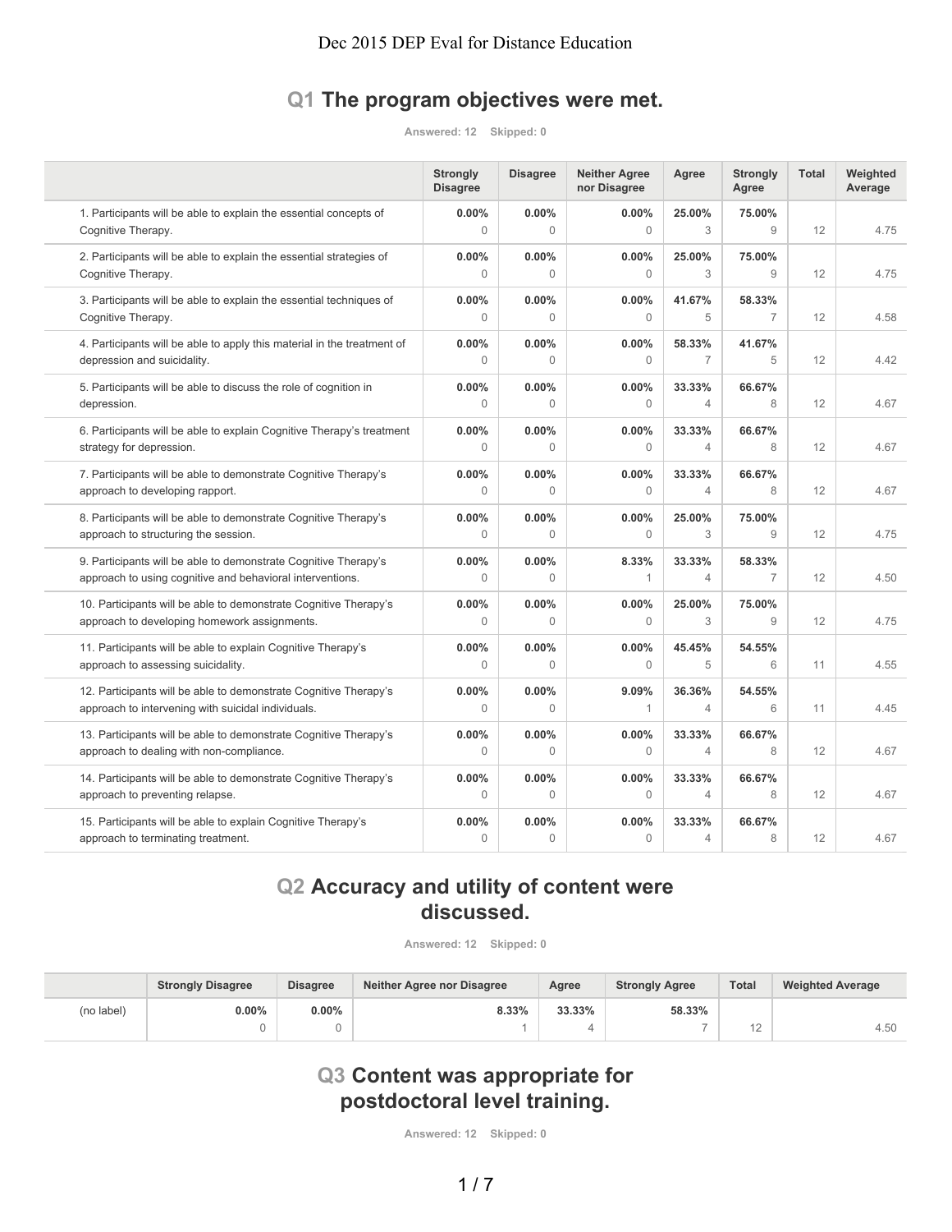# Dec 2015 DEP Eval for Distance Education

## Q1 The program objectives were met.

Answered: 12 Skipped: 0

| | Strongly Disagree | Disagree | Neither Agree nor Disagree | Agree | Strongly Agree | Total | Weighted Average |
|---|---|---|---|---|---|---|---|
| 1. Participants will be able to explain the essential concepts of Cognitive Therapy. | 0.00% 0 | 0.00% 0 | 0.00% 0 | 25.00% 3 | 75.00% 9 | 12 | 4.75 |
| 2. Participants will be able to explain the essential strategies of Cognitive Therapy. | 0.00% 0 | 0.00% 0 | 0.00% 0 | 25.00% 3 | 75.00% 9 | 12 | 4.75 |
| 3. Participants will be able to explain the essential techniques of Cognitive Therapy. | 0.00% 0 | 0.00% 0 | 0.00% 0 | 41.67% 5 | 58.33% 7 | 12 | 4.58 |
| 4. Participants will be able to apply this material in the treatment of depression and suicidality. | 0.00% 0 | 0.00% 0 | 0.00% 0 | 58.33% 7 | 41.67% 5 | 12 | 4.42 |
| 5. Participants will be able to discuss the role of cognition in depression. | 0.00% 0 | 0.00% 0 | 0.00% 0 | 33.33% 4 | 66.67% 8 | 12 | 4.67 |
| 6. Participants will be able to explain Cognitive Therapy's treatment strategy for depression. | 0.00% 0 | 0.00% 0 | 0.00% 0 | 33.33% 4 | 66.67% 8 | 12 | 4.67 |
| 7. Participants will be able to demonstrate Cognitive Therapy's approach to developing rapport. | 0.00% 0 | 0.00% 0 | 0.00% 0 | 33.33% 4 | 66.67% 8 | 12 | 4.67 |
| 8. Participants will be able to demonstrate Cognitive Therapy's approach to structuring the session. | 0.00% 0 | 0.00% 0 | 0.00% 0 | 25.00% 3 | 75.00% 9 | 12 | 4.75 |
| 9. Participants will be able to demonstrate Cognitive Therapy's approach to using cognitive and behavioral interventions. | 0.00% 0 | 0.00% 0 | 8.33% 1 | 33.33% 4 | 58.33% 7 | 12 | 4.50 |
| 10. Participants will be able to demonstrate Cognitive Therapy's approach to developing homework assignments. | 0.00% 0 | 0.00% 0 | 0.00% 0 | 25.00% 3 | 75.00% 9 | 12 | 4.75 |
| 11. Participants will be able to explain Cognitive Therapy's approach to assessing suicidality. | 0.00% 0 | 0.00% 0 | 0.00% 0 | 45.45% 5 | 54.55% 6 | 11 | 4.55 |
| 12. Participants will be able to demonstrate Cognitive Therapy's approach to intervening with suicidal individuals. | 0.00% 0 | 0.00% 0 | 9.09% 1 | 36.36% 4 | 54.55% 6 | 11 | 4.45 |
| 13. Participants will be able to demonstrate Cognitive Therapy's approach to dealing with non-compliance. | 0.00% 0 | 0.00% 0 | 0.00% 0 | 33.33% 4 | 66.67% 8 | 12 | 4.67 |
| 14. Participants will be able to demonstrate Cognitive Therapy's approach to preventing relapse. | 0.00% 0 | 0.00% 0 | 0.00% 0 | 33.33% 4 | 66.67% 8 | 12 | 4.67 |
| 15. Participants will be able to explain Cognitive Therapy's approach to terminating treatment. | 0.00% 0 | 0.00% 0 | 0.00% 0 | 33.33% 4 | 66.67% 8 | 12 | 4.67 |

## Q2 Accuracy and utility of content were discussed.

Answered: 12 Skipped: 0

| | Strongly Disagree | Disagree | Neither Agree nor Disagree | Agree | Strongly Agree | Total | Weighted Average |
|---|---|---|---|---|---|---|---|
| (no label) | 0.00% 0 | 0.00% 0 | 8.33% 1 | 33.33% 4 | 58.33% 7 | 12 | 4.50 |

## Q3 Content was appropriate for postdoctoral level training.

Answered: 12 Skipped: 0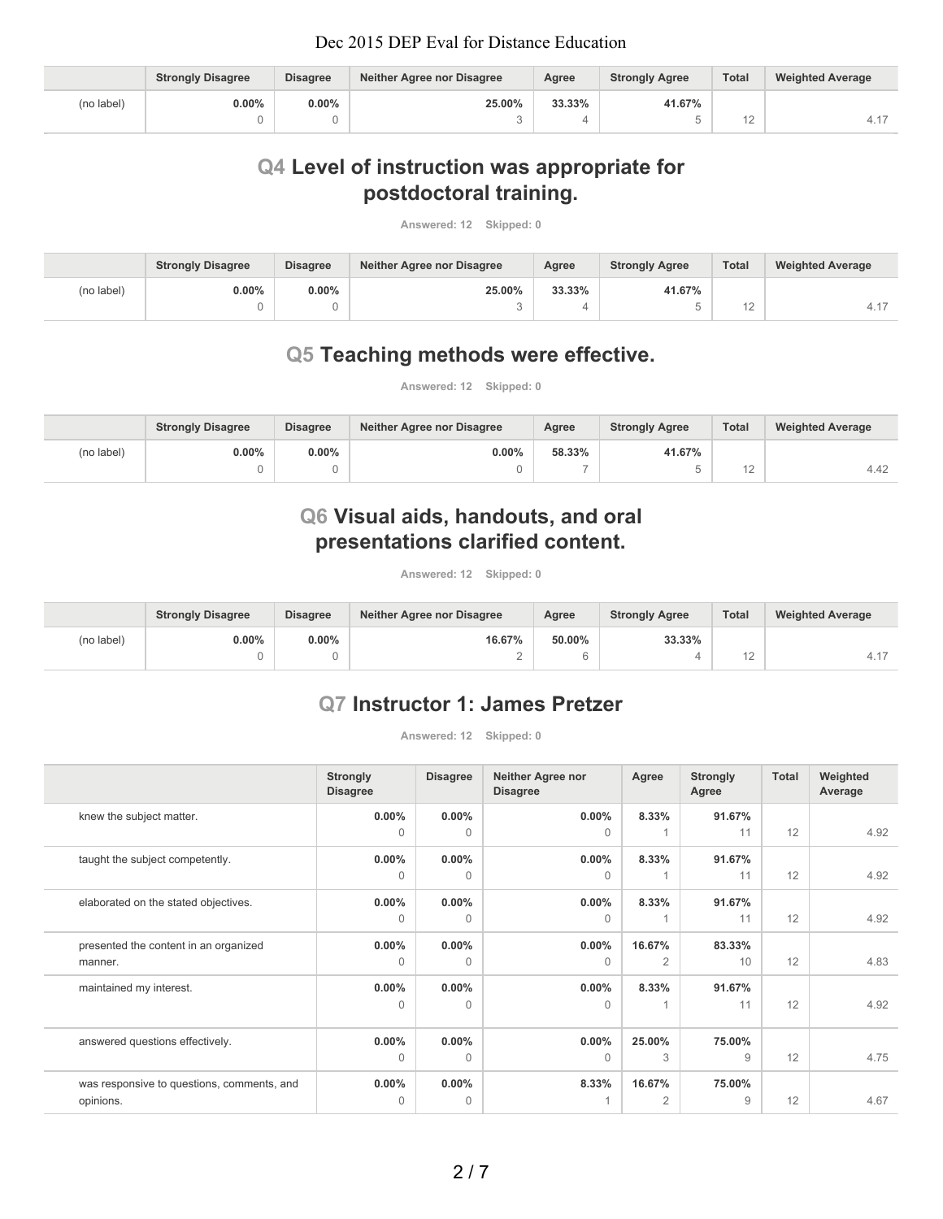|  | Strongly Disagree | Disagree | Neither Agree nor Disagree | Agree | Strongly Agree | Total | Weighted Average |
|---|---|---|---|---|---|---|---|
| (no label) | 0.00%<br>0 | 0.00%<br>0 | 25.00%<br>3 | 33.33%<br>4 | 41.67%<br>5 | 12 | 4.17 |

## Q4 Level of instruction was appropriate for postdoctoral training.

Answered: 12 Skipped: 0

|  | Strongly Disagree | Disagree | Neither Agree nor Disagree | Agree | Strongly Agree | Total | Weighted Average |
|---|---|---|---|---|---|---|---|
| (no label) | 0.00%<br>0 | 0.00%<br>0 | 25.00%<br>3 | 33.33%<br>4 | 41.67%<br>5 | 12 | 4.17 |

## Q5 Teaching methods were effective.

Answered: 12 Skipped: 0

|  | Strongly Disagree | Disagree | Neither Agree nor Disagree | Agree | Strongly Agree | Total | Weighted Average |
|---|---|---|---|---|---|---|---|
| (no label) | 0.00%<br>0 | 0.00%<br>0 | 0.00%<br>0 | 58.33%<br>7 | 41.67%<br>5 | 12 | 4.42 |

## Q6 Visual aids, handouts, and oral presentations clarified content.

Answered: 12 Skipped: 0

|  | Strongly Disagree | Disagree | Neither Agree nor Disagree | Agree | Strongly Agree | Total | Weighted Average |
|---|---|---|---|---|---|---|---|
| (no label) | 0.00%<br>0 | 0.00%<br>0 | 16.67%<br>2 | 50.00%<br>6 | 33.33%<br>4 | 12 | 4.17 |

## Q7 Instructor 1: James Pretzer

Answered: 12 Skipped: 0

|  | Strongly Disagree | Disagree | Neither Agree nor Disagree | Agree | Strongly Agree | Total | Weighted Average |
|---|---|---|---|---|---|---|---|
| knew the subject matter. | 0.00%<br>0 | 0.00%<br>0 | 0.00%<br>0 | 8.33%<br>1 | 91.67%<br>11 | 12 | 4.92 |
| taught the subject competently. | 0.00%<br>0 | 0.00%<br>0 | 0.00%<br>0 | 8.33%<br>1 | 91.67%<br>11 | 12 | 4.92 |
| elaborated on the stated objectives. | 0.00%<br>0 | 0.00%<br>0 | 0.00%<br>0 | 8.33%<br>1 | 91.67%<br>11 | 12 | 4.92 |
| presented the content in an organized manner. | 0.00%<br>0 | 0.00%<br>0 | 0.00%<br>0 | 16.67%<br>2 | 83.33%<br>10 | 12 | 4.83 |
| maintained my interest. | 0.00%<br>0 | 0.00%<br>0 | 0.00%<br>0 | 8.33%<br>1 | 91.67%<br>11 | 12 | 4.92 |
| answered questions effectively. | 0.00%<br>0 | 0.00%<br>0 | 0.00%<br>0 | 25.00%<br>3 | 75.00%<br>9 | 12 | 4.75 |
| was responsive to questions, comments, and opinions. | 0.00%<br>0 | 0.00%<br>0 | 8.33%<br>1 | 16.67%<br>2 | 75.00%<br>9 | 12 | 4.67 |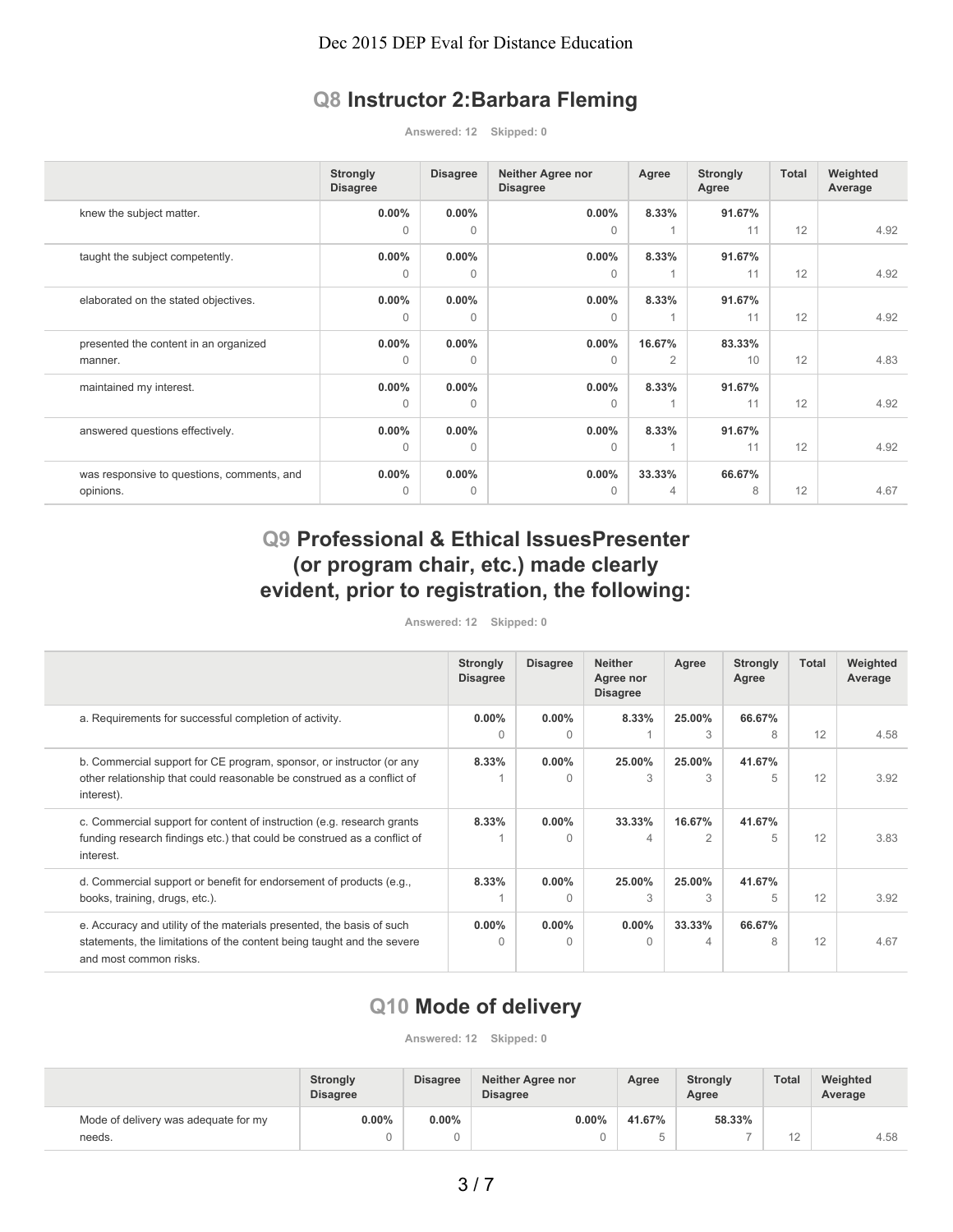## Q8 Instructor 2:Barbara Fleming

Answered: 12 Skipped: 0

| | Strongly Disagree | Disagree | Neither Agree nor Disagree | Agree | Strongly Agree | Total | Weighted Average |
|---|---|---|---|---|---|---|---|
| knew the subject matter. | 0.00% 0 | 0.00% 0 | 0.00% 0 | 8.33% 1 | 91.67% 11 | 12 | 4.92 |
| taught the subject competently. | 0.00% 0 | 0.00% 0 | 0.00% 0 | 8.33% 1 | 91.67% 11 | 12 | 4.92 |
| elaborated on the stated objectives. | 0.00% 0 | 0.00% 0 | 0.00% 0 | 8.33% 1 | 91.67% 11 | 12 | 4.92 |
| presented the content in an organized manner. | 0.00% 0 | 0.00% 0 | 0.00% 0 | 16.67% 2 | 83.33% 10 | 12 | 4.83 |
| maintained my interest. | 0.00% 0 | 0.00% 0 | 0.00% 0 | 8.33% 1 | 91.67% 11 | 12 | 4.92 |
| answered questions effectively. | 0.00% 0 | 0.00% 0 | 0.00% 0 | 8.33% 1 | 91.67% 11 | 12 | 4.92 |
| was responsive to questions, comments, and opinions. | 0.00% 0 | 0.00% 0 | 0.00% 0 | 33.33% 4 | 66.67% 8 | 12 | 4.67 |

## Q9 Professional & Ethical IssuesPresenter (or program chair, etc.) made clearly evident, prior to registration, the following:

Answered: 12 Skipped: 0

| | Strongly Disagree | Disagree | Neither Agree nor Disagree | Agree | Strongly Agree | Total | Weighted Average |
|---|---|---|---|---|---|---|---|
| a. Requirements for successful completion of activity. | 0.00% 0 | 0.00% 0 | 8.33% 1 | 25.00% 3 | 66.67% 8 | 12 | 4.58 |
| b. Commercial support for CE program, sponsor, or instructor (or any other relationship that could reasonable be construed as a conflict of interest). | 8.33% 1 | 0.00% 0 | 25.00% 3 | 25.00% 3 | 41.67% 5 | 12 | 3.92 |
| c. Commercial support for content of instruction (e.g. research grants funding research findings etc.) that could be construed as a conflict of interest. | 8.33% 1 | 0.00% 0 | 33.33% 4 | 16.67% 2 | 41.67% 5 | 12 | 3.83 |
| d. Commercial support or benefit for endorsement of products (e.g., books, training, drugs, etc.). | 8.33% 1 | 0.00% 0 | 25.00% 3 | 25.00% 3 | 41.67% 5 | 12 | 3.92 |
| e. Accuracy and utility of the materials presented, the basis of such statements, the limitations of the content being taught and the severe and most common risks. | 0.00% 0 | 0.00% 0 | 0.00% 0 | 33.33% 4 | 66.67% 8 | 12 | 4.67 |

## Q10 Mode of delivery

Answered: 12 Skipped: 0

| | Strongly Disagree | Disagree | Neither Agree nor Disagree | Agree | Strongly Agree | Total | Weighted Average |
|---|---|---|---|---|---|---|---|
| Mode of delivery was adequate for my needs. | 0.00% 0 | 0.00% 0 | 0.00% 0 | 41.67% 5 | 58.33% 7 | 12 | 4.58 |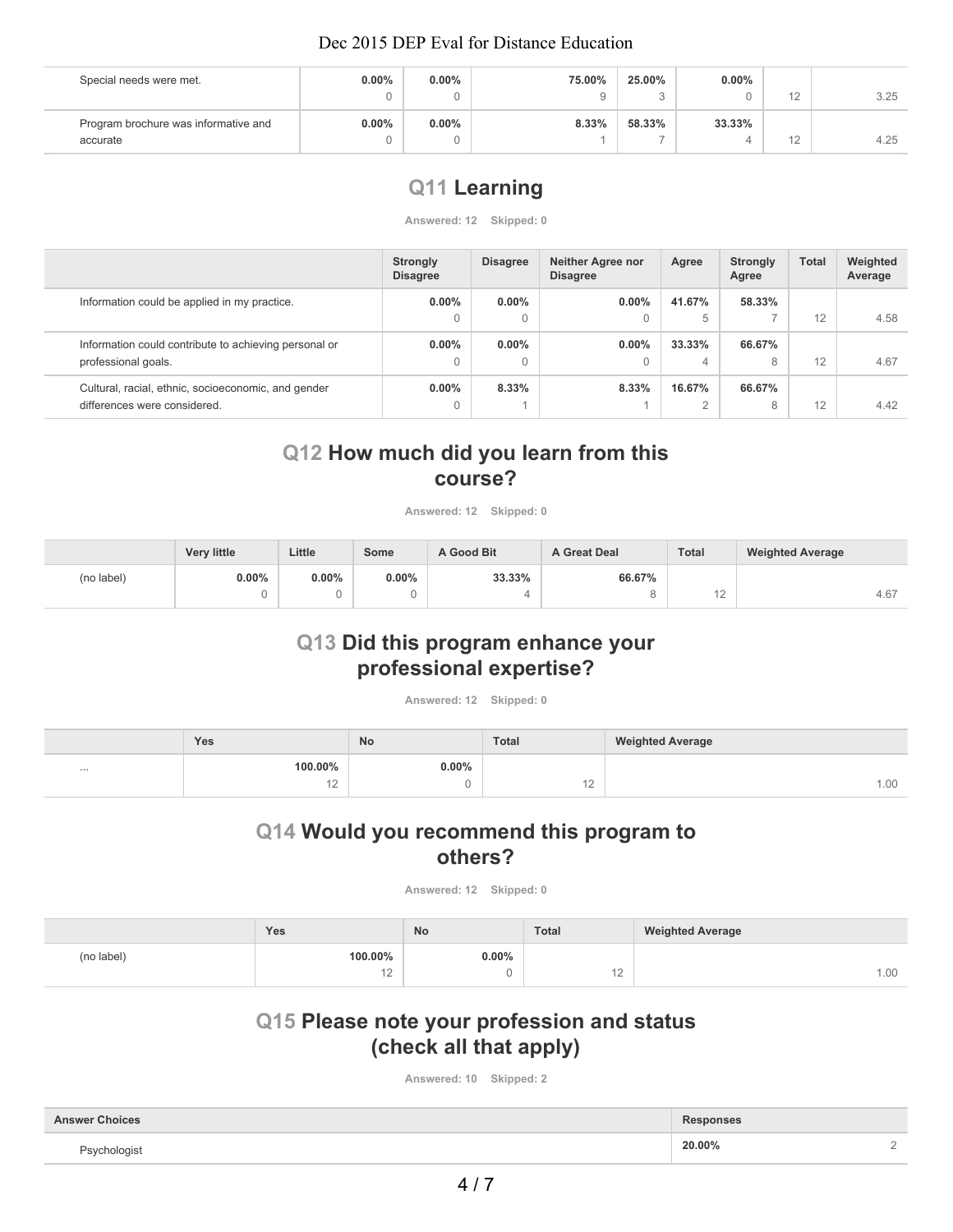| | | | | | | | |
|---|---|---|---|---|---|---|---|
| Special needs were met. | 0.00%<br>0 | 0.00%<br>0 | 75.00%<br>9 | 25.00%<br>3 | 0.00%<br>0 | 12 | 3.25 |
| Program brochure was informative and accurate | 0.00%<br>0 | 0.00%<br>0 | 8.33%<br>1 | 58.33%<br>7 | 33.33%<br>4 | 12 | 4.25 |

## Q11 Learning

**Answered: 12 Skipped: 0**

| | Strongly Disagree | Disagree | Neither Agree nor Disagree | Agree | Strongly Agree | Total | Weighted Average |
|---|---|---|---|---|---|---|---|
| Information could be applied in my practice. | 0.00%<br>0 | 0.00%<br>0 | 0.00%<br>0 | 41.67%<br>5 | 58.33%<br>7 | 12 | 4.58 |
| Information could contribute to achieving personal or professional goals. | 0.00%<br>0 | 0.00%<br>0 | 0.00%<br>0 | 33.33%<br>4 | 66.67%<br>8 | 12 | 4.67 |
| Cultural, racial, ethnic, socioeconomic, and gender differences were considered. | 0.00%<br>0 | 8.33%<br>1 | 8.33%<br>1 | 16.67%<br>2 | 66.67%<br>8 | 12 | 4.42 |

## Q12 How much did you learn from this course?

**Answered: 12 Skipped: 0**

| | Very little | Little | Some | A Good Bit | A Great Deal | Total | Weighted Average |
|---|---|---|---|---|---|---|---|
| (no label) | 0.00%<br>0 | 0.00%<br>0 | 0.00%<br>0 | 33.33%<br>4 | 66.67%<br>8 | 12 | 4.67 |

## Q13 Did this program enhance your professional expertise?

**Answered: 12 Skipped: 0**

| | Yes | No | Total | Weighted Average |
|---|---|---|---|---|
| ... | 100.00%<br>12 | 0.00%<br>0 | 12 | 1.00 |

## Q14 Would you recommend this program to others?

**Answered: 12 Skipped: 0**

| | Yes | No | Total | Weighted Average |
|---|---|---|---|---|
| (no label) | 100.00%<br>12 | 0.00%<br>0 | 12 | 1.00 |

## Q15 Please note your profession and status (check all that apply)

**Answered: 10 Skipped: 2**

| Answer Choices | Responses | |
|---|---|---|
| Psychologist | 20.00% | 2 |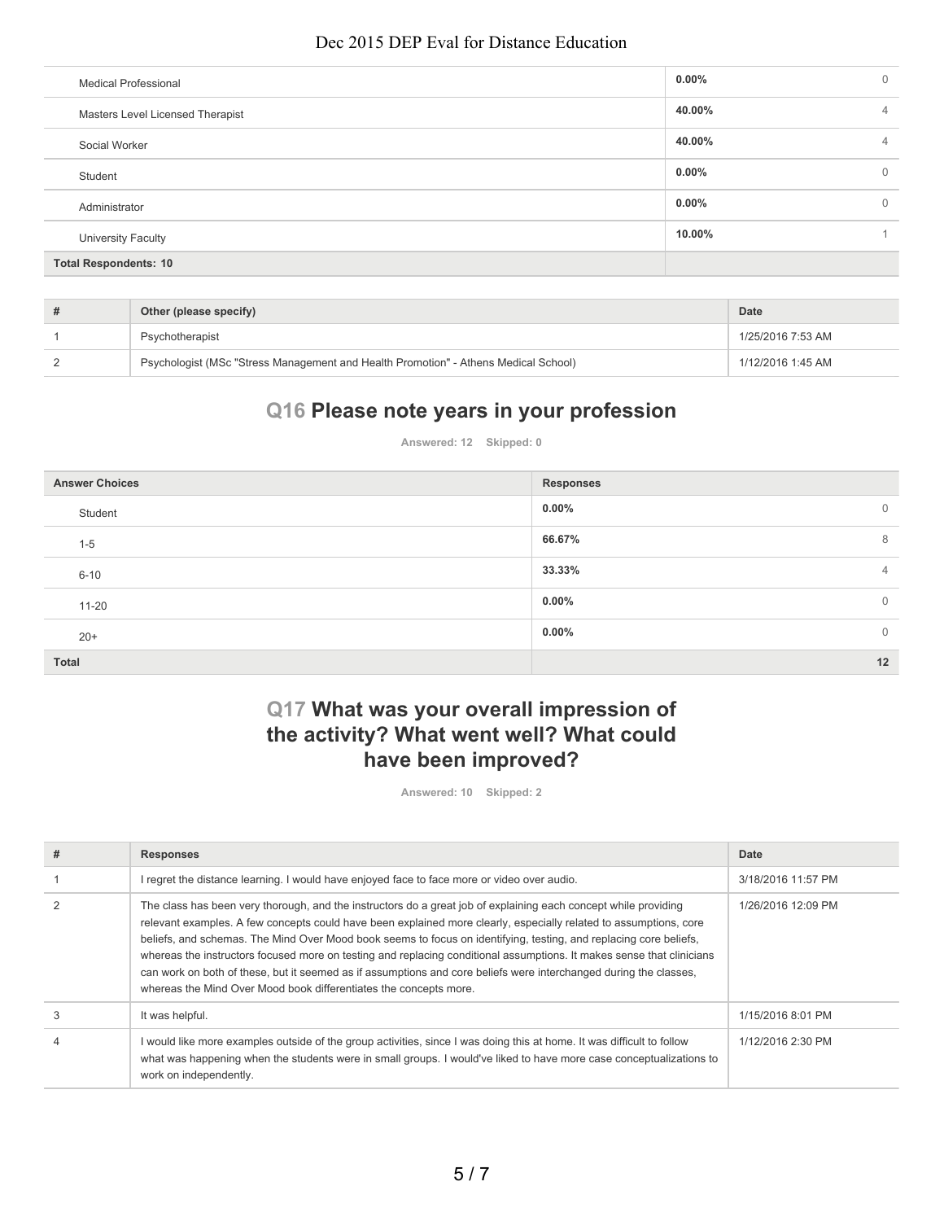| | | |
|---|---|---|
| Medical Professional | 0.00% | 0 |
| Masters Level Licensed Therapist | 40.00% | 4 |
| Social Worker | 40.00% | 4 |
| Student | 0.00% | 0 |
| Administrator | 0.00% | 0 |
| University Faculty | 10.00% | 1 |
| **Total Respondents: 10** | | |

| # | Other (please specify) | Date |
|---|---|---|
| 1 | Psychotherapist | 1/25/2016 7:53 AM |
| 2 | Psychologist (MSc "Stress Management and Health Promotion" - Athens Medical School) | 1/12/2016 1:45 AM |

## Q16 Please note years in your profession

**Answered: 12 Skipped: 0**

| Answer Choices | Responses | |
|---|---|---|
| Student | 0.00% | 0 |
| 1-5 | 66.67% | 8 |
| 6-10 | 33.33% | 4 |
| 11-20 | 0.00% | 0 |
| 20+ | 0.00% | 0 |
| **Total** | | **12** |

## Q17 What was your overall impression of the activity? What went well? What could have been improved?

**Answered: 10 Skipped: 2**

| # | Responses | Date |
|---|---|---|
| 1 | I regret the distance learning. I would have enjoyed face to face more or video over audio. | 3/18/2016 11:57 PM |
| 2 | The class has been very thorough, and the instructors do a great job of explaining each concept while providing relevant examples. A few concepts could have been explained more clearly, especially related to assumptions, core beliefs, and schemas. The Mind Over Mood book seems to focus on identifying, testing, and replacing core beliefs, whereas the instructors focused more on testing and replacing conditional assumptions. It makes sense that clinicians can work on both of these, but it seemed as if assumptions and core beliefs were interchanged during the classes, whereas the Mind Over Mood book differentiates the concepts more. | 1/26/2016 12:09 PM |
| 3 | It was helpful. | 1/15/2016 8:01 PM |
| 4 | I would like more examples outside of the group activities, since I was doing this at home. It was difficult to follow what was happening when the students were in small groups. I would've liked to have more case conceptualizations to work on independently. | 1/12/2016 2:30 PM |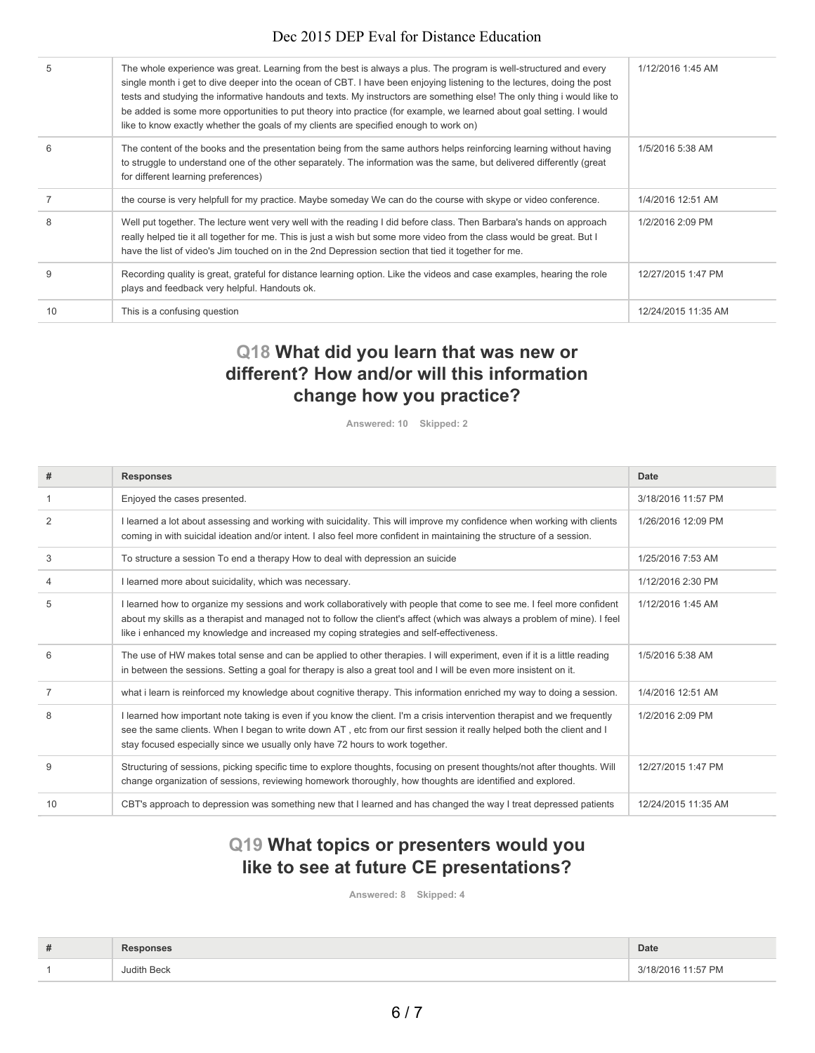| # | Responses | Date |
|---|---|---|
| 5 | The whole experience was great. Learning from the best is always a plus. The program is well-structured and every single month i get to dive deeper into the ocean of CBT. I have been enjoying listening to the lectures, doing the post tests and studying the informative handouts and texts. My instructors are something else! The only thing i would like to be added is some more opportunities to put theory into practice (for example, we learned about goal setting. I would like to know exactly whether the goals of my clients are specified enough to work on) | 1/12/2016 1:45 AM |
| 6 | The content of the books and the presentation being from the same authors helps reinforcing learning without having to struggle to understand one of the other separately. The information was the same, but delivered differently (great for different learning preferences) | 1/5/2016 5:38 AM |
| 7 | the course is very helpfull for my practice. Maybe someday We can do the course with skype or video conference. | 1/4/2016 12:51 AM |
| 8 | Well put together. The lecture went very well with the reading I did before class. Then Barbara's hands on approach really helped tie it all together for me. This is just a wish but some more video from the class would be great. But I have the list of video's Jim touched on in the 2nd Depression section that tied it together for me. | 1/2/2016 2:09 PM |
| 9 | Recording quality is great, grateful for distance learning option. Like the videos and case examples, hearing the role plays and feedback very helpful. Handouts ok. | 12/27/2015 1:47 PM |
| 10 | This is a confusing question | 12/24/2015 11:35 AM |

## Q18 What did you learn that was new or different? How and/or will this information change how you practice?

Answered: 10 Skipped: 2

| # | Responses | Date |
|---|---|---|
| 1 | Enjoyed the cases presented. | 3/18/2016 11:57 PM |
| 2 | I learned a lot about assessing and working with suicidality. This will improve my confidence when working with clients coming in with suicidal ideation and/or intent. I also feel more confident in maintaining the structure of a session. | 1/26/2016 12:09 PM |
| 3 | To structure a session To end a therapy How to deal with depression an suicide | 1/25/2016 7:53 AM |
| 4 | I learned more about suicidality, which was necessary. | 1/12/2016 2:30 PM |
| 5 | I learned how to organize my sessions and work collaboratively with people that come to see me. I feel more confident about my skills as a therapist and managed not to follow the client's affect (which was always a problem of mine). I feel like i enhanced my knowledge and increased my coping strategies and self-effectiveness. | 1/12/2016 1:45 AM |
| 6 | The use of HW makes total sense and can be applied to other therapies. I will experiment, even if it is a little reading in between the sessions. Setting a goal for therapy is also a great tool and I will be even more insistent on it. | 1/5/2016 5:38 AM |
| 7 | what i learn is reinforced my knowledge about cognitive therapy. This information enriched my way to doing a session. | 1/4/2016 12:51 AM |
| 8 | I learned how important note taking is even if you know the client. I'm a crisis intervention therapist and we frequently see the same clients. When I began to write down AT , etc from our first session it really helped both the client and I stay focused especially since we usually only have 72 hours to work together. | 1/2/2016 2:09 PM |
| 9 | Structuring of sessions, picking specific time to explore thoughts, focusing on present thoughts/not after thoughts. Will change organization of sessions, reviewing homework thoroughly, how thoughts are identified and explored. | 12/27/2015 1:47 PM |
| 10 | CBT's approach to depression was something new that I learned and has changed the way I treat depressed patients | 12/24/2015 11:35 AM |

## Q19 What topics or presenters would you like to see at future CE presentations?

Answered: 8 Skipped: 4

| # | Responses | Date |
|---|---|---|
| 1 | Judith Beck | 3/18/2016 11:57 PM |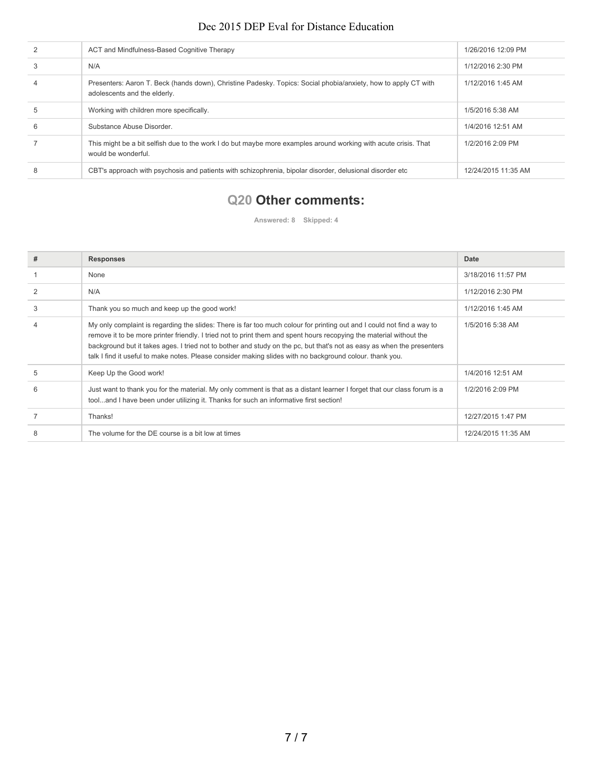| | | |
|---|---|---|
| 2 | ACT and Mindfulness-Based Cognitive Therapy | 1/26/2016 12:09 PM |
| 3 | N/A | 1/12/2016 2:30 PM |
| 4 | Presenters: Aaron T. Beck (hands down), Christine Padesky. Topics: Social phobia/anxiety, how to apply CT with adolescents and the elderly. | 1/12/2016 1:45 AM |
| 5 | Working with children more specifically. | 1/5/2016 5:38 AM |
| 6 | Substance Abuse Disorder. | 1/4/2016 12:51 AM |
| 7 | This might be a bit selfish due to the work I do but maybe more examples around working with acute crisis. That would be wonderful. | 1/2/2016 2:09 PM |
| 8 | CBT's approach with psychosis and patients with schizophrenia, bipolar disorder, delusional disorder etc | 12/24/2015 11:35 AM |

## Q20 Other comments:

Answered: 8 Skipped: 4

| # | Responses | Date |
|---|---|---|
| 1 | None | 3/18/2016 11:57 PM |
| 2 | N/A | 1/12/2016 2:30 PM |
| 3 | Thank you so much and keep up the good work! | 1/12/2016 1:45 AM |
| 4 | My only complaint is regarding the slides: There is far too much colour for printing out and I could not find a way to remove it to be more printer friendly. I tried not to print them and spent hours recopying the material without the background but it takes ages. I tried not to bother and study on the pc, but that's not as easy as when the presenters talk I find it useful to make notes. Please consider making slides with no background colour. thank you. | 1/5/2016 5:38 AM |
| 5 | Keep Up the Good work! | 1/4/2016 12:51 AM |
| 6 | Just want to thank you for the material. My only comment is that as a distant learner I forget that our class forum is a tool...and I have been under utilizing it. Thanks for such an informative first section! | 1/2/2016 2:09 PM |
| 7 | Thanks! | 12/27/2015 1:47 PM |
| 8 | The volume for the DE course is a bit low at times | 12/24/2015 11:35 AM |